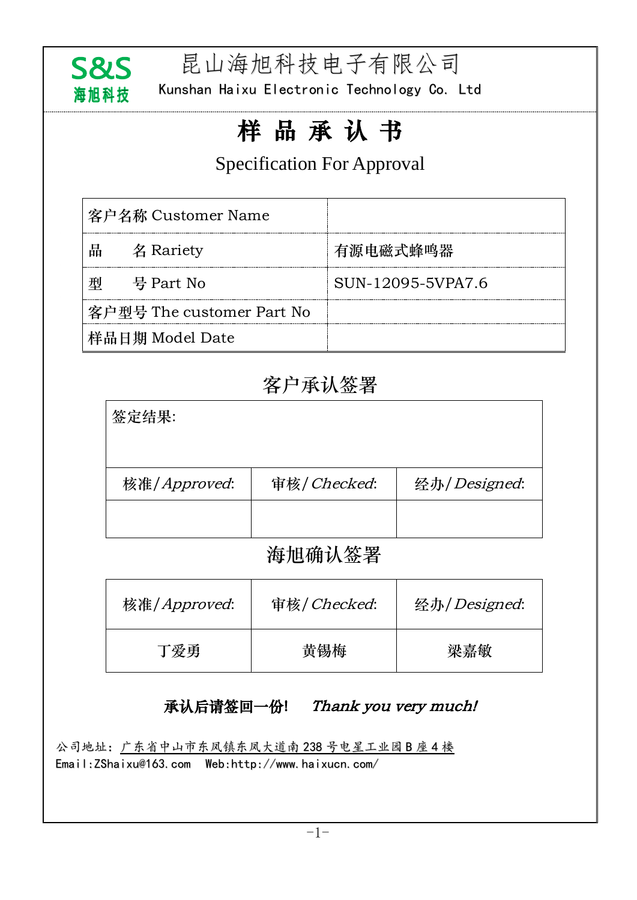S&S
海旭科技

# 昆山海旭科技电子有限公司

Kunshan Haixu Electronic Technology Co. Ltd

# 样 品 承 认 书

## Specification For Approval

| 客户名称 Customer Name | |
|---|---|
| 品　　名 Rariety | 有源电磁式蜂鸣器 |
| 型　　号 Part No | SUN-12095-5VPA7.6 |
| 客户型号 The customer Part No | |
| 样品日期 Model Date | |

## 客户承认签署

| 签定结果: | | |
|---|---|---|
| 核准/*Approved*: | 审核/*Checked*: | 经办/*Designed*: |
| | | |

## 海旭确认签署

| 核准/*Approved*: | 审核/*Checked*: | 经办/*Designed*: |
|---|---|---|
| 丁爱勇 | 黄锡梅 | 梁嘉敏 |

**承认后请签回一份!**　　***Thank you very much!***

公司地址：广东省中山市东凤镇东凤大道南238号电星工业园B座4楼
Email:ZShaixu@163.com　Web:http://www.haixucn.com/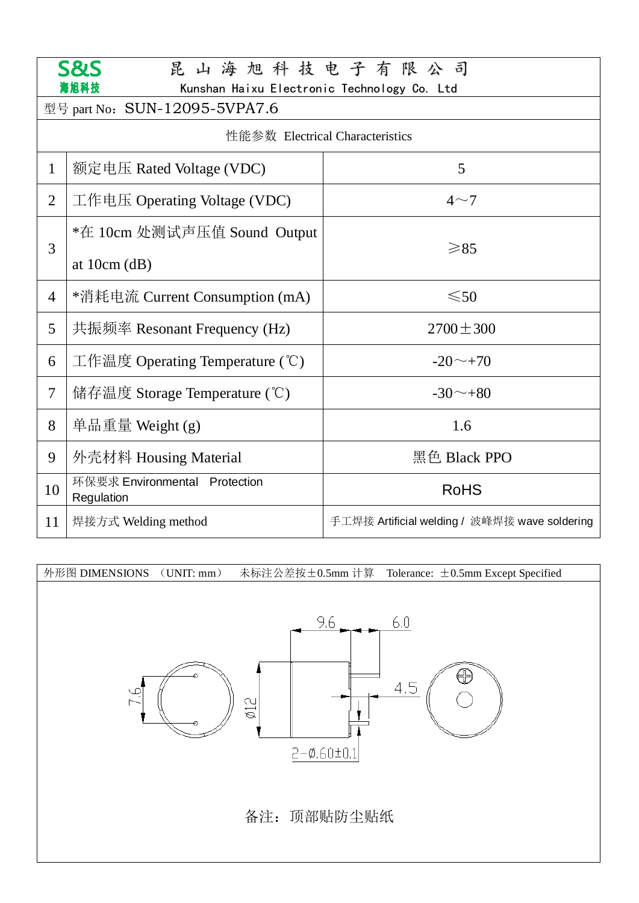**S&S 海旭科技**

# 昆 山 海 旭 科 技 电 子 有 限 公 司

Kunshan Haixu Electronic Technology Co. Ltd

型号 part No：SUN-12095-5VPA7.6

| 性能参数 Electrical Characteristics | | |
|---|---|---|
| 1 | 额定电压 Rated Voltage (VDC) | 5 |
| 2 | 工作电压 Operating Voltage (VDC) | 4～7 |
| 3 | *在 10cm 处测试声压值 Sound Output at 10cm (dB) | ≥85 |
| 4 | *消耗电流 Current Consumption (mA) | ≤50 |
| 5 | 共振频率 Resonant Frequency (Hz) | 2700±300 |
| 6 | 工作温度 Operating Temperature (℃) | -20～+70 |
| 7 | 储存温度 Storage Temperature (℃) | -30～+80 |
| 8 | 单品重量 Weight (g) | 1.6 |
| 9 | 外壳材料 Housing Material | 黑色 Black PPO |
| 10 | 环保要求 Environmental Protection Regulation | RoHS |
| 11 | 焊接方式 Welding method | 手工焊接 Artificial welding / 波峰焊接 wave soldering |

外形图 DIMENSIONS （UNIT: mm） 未标注公差按±0.5mm 计算 Tolerance: ±0.5mm Except Specified

9.6 6.0 7.6 Ø12 4.5 2-Ø0.60±0.1

备注：顶部贴防尘贴纸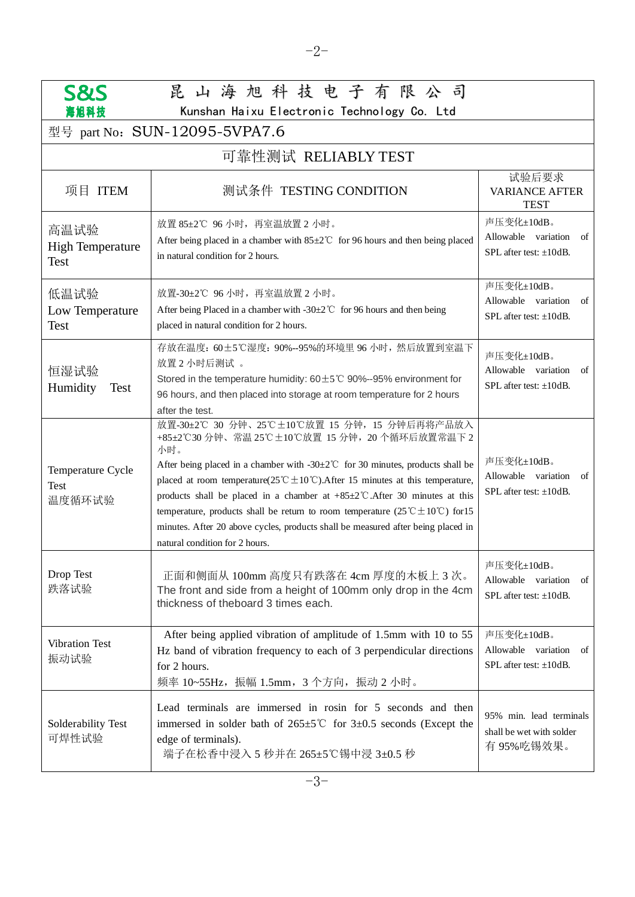**S&S**
**海旭科技**

# 昆 山 海 旭 科 技 电 子 有 限 公 司
Kunshan Haixu Electronic Technology Co. Ltd

型号 part No：SUN-12095-5VPA7.6

## 可靠性测试 RELIABLY TEST

| 项目 ITEM | 测试条件 TESTING CONDITION | 试验后要求 VARIANCE AFTER TEST |
|---|---|---|
| 高温试验 High Temperature Test | 放置 85±2℃ 96 小时，再室温放置 2 小时。 After being placed in a chamber with 85±2℃ for 96 hours and then being placed in natural condition for 2 hours. | 声压变化±10dB。 Allowable variation of SPL after test: ±10dB. |
| 低温试验 Low Temperature Test | 放置-30±2℃ 96 小时，再室温放置 2 小时。 After being Placed in a chamber with -30±2℃ for 96 hours and then being placed in natural condition for 2 hours. | 声压变化±10dB。 Allowable variation of SPL after test: ±10dB. |
| 恒湿试验 Humidity Test | 存放在温度：60±5℃湿度：90%--95%的环境里 96 小时，然后放置到室温下放置 2 小时后测试 。 Stored in the temperature humidity: 60±5℃ 90%--95% environment for 96 hours, and then placed into storage at room temperature for 2 hours after the test. | 声压变化±10dB。 Allowable variation of SPL after test: ±10dB. |
| Temperature Cycle Test 温度循环试验 | 放置-30±2℃ 30 分钟、25℃±10℃放置 15 分钟，15 分钟后再将产品放入+85±2℃30 分钟、常温 25℃±10℃放置 15 分钟，20 个循环后放置常温下 2 小时。 After being placed in a chamber with -30±2℃ for 30 minutes, products shall be placed at room temperature(25℃±10℃).After 15 minutes at this temperature, products shall be placed in a chamber at +85±2℃.After 30 minutes at this temperature, products shall be return to room temperature (25℃±10℃) for15 minutes. After 20 above cycles, products shall be measured after being placed in natural condition for 2 hours. | 声压变化±10dB。 Allowable variation of SPL after test: ±10dB. |
| Drop Test 跌落试验 | 正面和侧面从 100mm 高度只有跌落在 4cm 厚度的木板上 3 次。 The front and side from a height of 100mm only drop in the 4cm thickness of theboard 3 times each. | 声压变化±10dB。 Allowable variation of SPL after test: ±10dB. |
| Vibration Test 振动试验 | After being applied vibration of amplitude of 1.5mm with 10 to 55 Hz band of vibration frequency to each of 3 perpendicular directions for 2 hours. 频率 10~55Hz，振幅 1.5mm，3 个方向，振动 2 小时。 | 声压变化±10dB。 Allowable variation of SPL after test: ±10dB. |
| Solderability Test 可焊性试验 | Lead terminals are immersed in rosin for 5 seconds and then immersed in solder bath of 265±5℃ for 3±0.5 seconds (Except the edge of terminals). 端子在松香中浸入 5 秒并在 265±5℃锡中浸 3±0.5 秒 | 95% min. lead terminals shall be wet with solder 有 95%吃锡效果。 |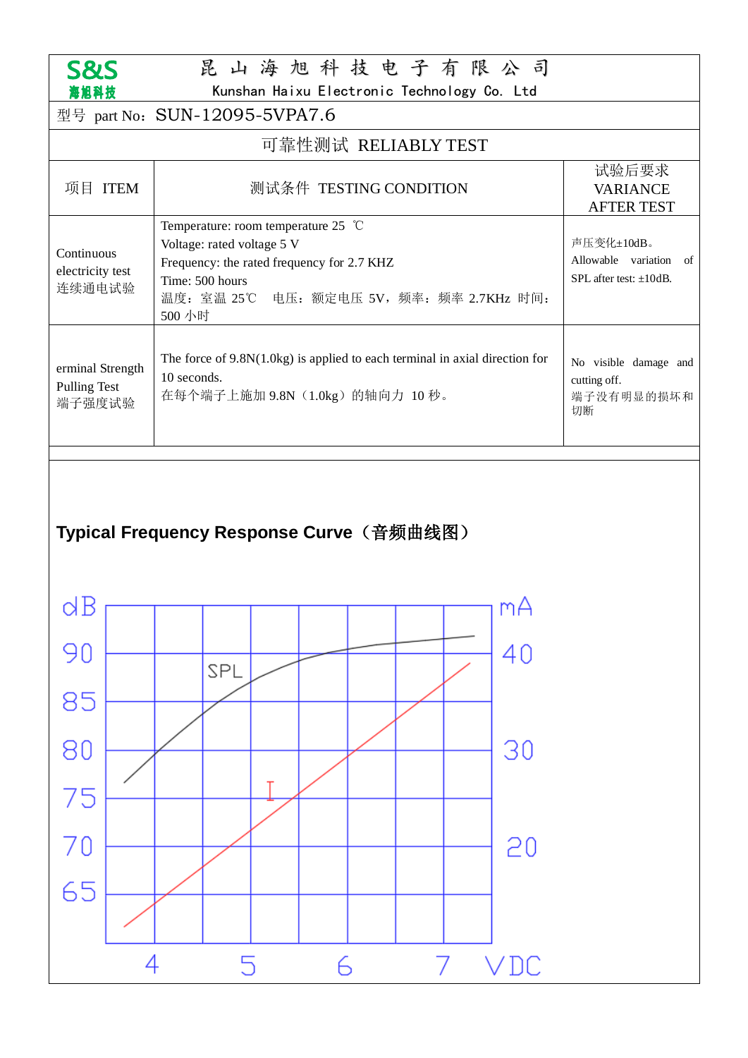S&S
海旭科技

# 昆 山 海 旭 科 技 电 子 有 限 公 司
Kunshan Haixu Electronic Technology Co. Ltd

型号 part No：SUN-12095-5VPA7.6

## 可靠性测试 RELIABLY TEST

| 项目 ITEM | 测试条件 TESTING CONDITION | 试验后要求 VARIANCE AFTER TEST |
|---|---|---|
| Continuous electricity test 连续通电试验 | Temperature: room temperature 25 ℃<br>Voltage: rated voltage 5 V<br>Frequency: the rated frequency for 2.7 KHZ<br>Time: 500 hours<br>温度：室温 25℃ 电压：额定电压 5V，频率：频率 2.7KHz 时间：500 小时 | 声压变化±10dB。<br>Allowable variation of SPL after test: ±10dB. |
| erminal Strength Pulling Test 端子强度试验 | The force of 9.8N(1.0kg) is applied to each terminal in axial direction for 10 seconds.<br>在每个端子上施加 9.8N（1.0kg）的轴向力 10 秒。 | No visible damage and cutting off.<br>端子没有明显的损坏和切断 |

**Typical Frequency Response Curve（音频曲线图）**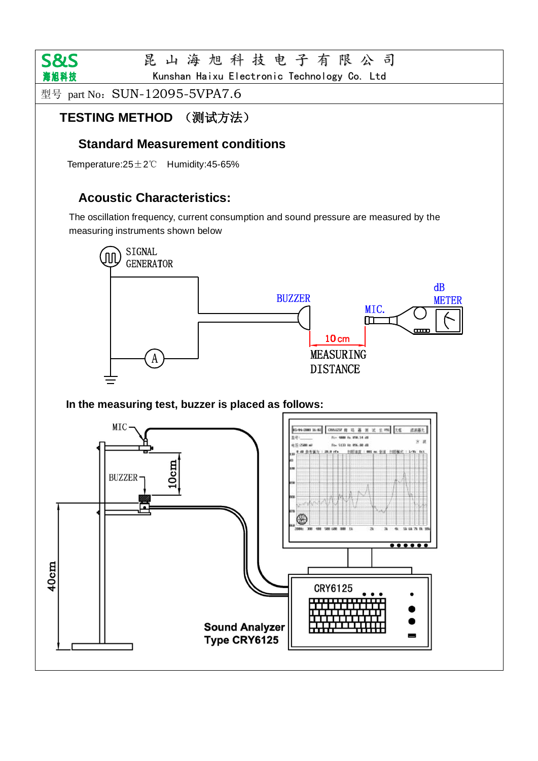昆 山 海 旭 科 技 电 子 有 限 公 司

Kunshan Haixu Electronic Technology Co. Ltd

型号 part No：SUN-12095-5VPA7.6

## TESTING METHOD （测试方法）

### Standard Measurement conditions

Temperature:25±2℃ Humidity:45-65%

### Acoustic Characteristics:

The oscillation frequency, current consumption and sound pressure are measured by the measuring instruments shown below

SIGNAL GENERATOR

BUZZER

MIC.

dB METER

A

10cm

MEASURING DISTANCE

**In the measuring test, buzzer is placed as follows:**

MIC

BUZZER

10cm

40cm

CRY6125

**Sound Analyzer Type CRY6125**